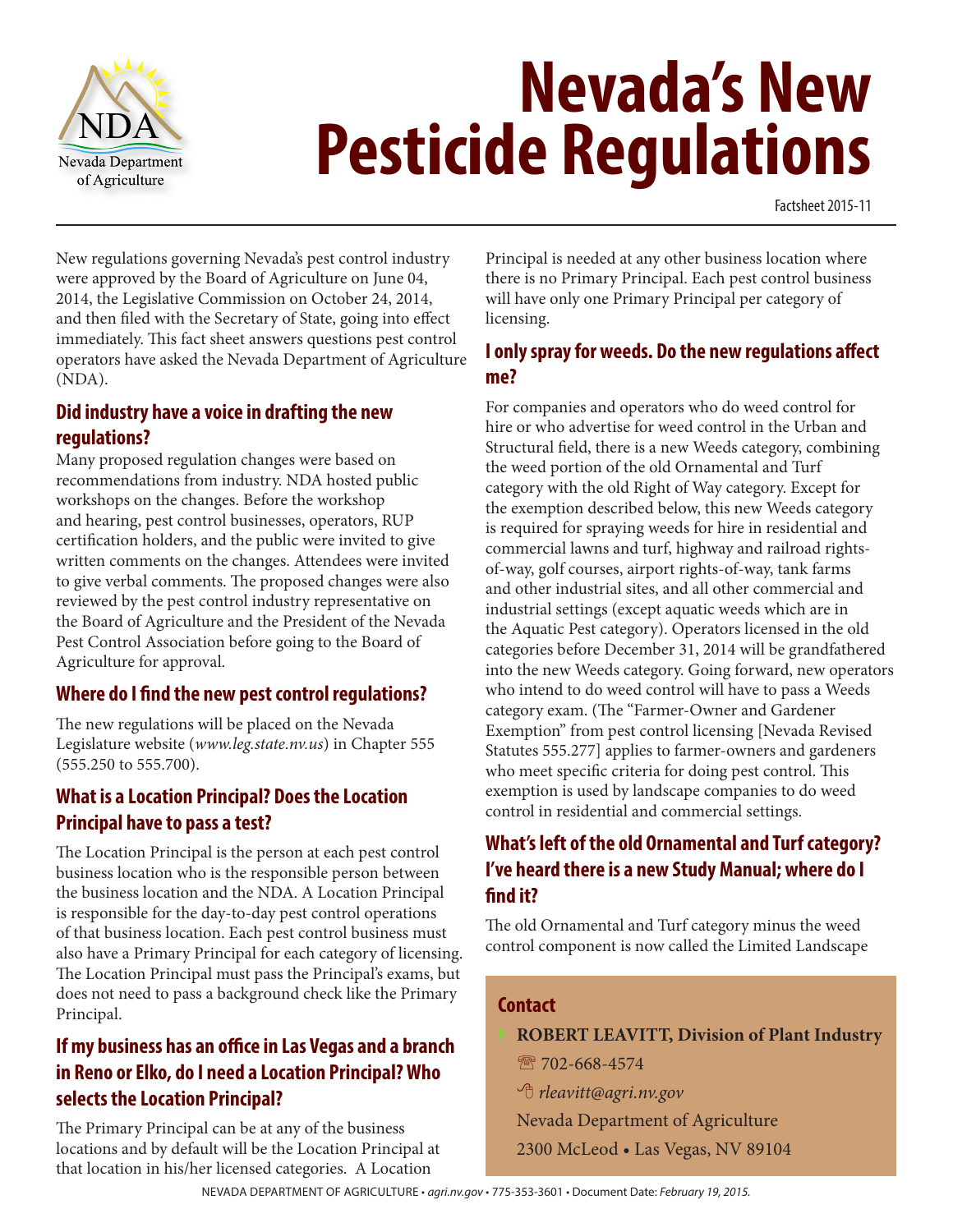# Nevada's New Pesticide Regulations

Factsheet 2015-11

New regulations governing Nevada's pest control industry were approved by the Board of Agriculture on June 04, 2014, the Legislative Commission on October 24, 2014, and then filed with the Secretary of State, going into effect immediately. This fact sheet answers questions pest control operators have asked the Nevada Department of Agriculture (NDA).

## Did industry have a voice in drafting the new regulations?

Many proposed regulation changes were based on recommendations from industry. NDA hosted public workshops on the changes. Before the workshop and hearing, pest control businesses, operators, RUP certification holders, and the public were invited to give written comments on the changes. Attendees were invited to give verbal comments. The proposed changes were also reviewed by the pest control industry representative on the Board of Agriculture and the President of the Nevada Pest Control Association before going to the Board of Agriculture for approval.

## Where do I find the new pest control regulations?

The new regulations will be placed on the Nevada Legislature website (*www.leg.state.nv.us*) in Chapter 555 (555.250 to 555.700).

## What is a Location Principal? Does the Location Principal have to pass a test?

The Location Principal is the person at each pest control business location who is the responsible person between the business location and the NDA. A Location Principal is responsible for the day-to-day pest control operations of that business location. Each pest control business must also have a Primary Principal for each category of licensing. The Location Principal must pass the Principal's exams, but does not need to pass a background check like the Primary Principal.

## If my business has an office in Las Vegas and a branch in Reno or Elko, do I need a Location Principal? Who selects the Location Principal?

The Primary Principal can be at any of the business locations and by default will be the Location Principal at that location in his/her licensed categories. A Location Principal is needed at any other business location where there is no Primary Principal. Each pest control business will have only one Primary Principal per category of licensing.

## I only spray for weeds. Do the new regulations affect me?

For companies and operators who do weed control for hire or who advertise for weed control in the Urban and Structural field, there is a new Weeds category, combining the weed portion of the old Ornamental and Turf category with the old Right of Way category. Except for the exemption described below, this new Weeds category is required for spraying weeds for hire in residential and commercial lawns and turf, highway and railroad rights-of-way, golf courses, airport rights-of-way, tank farms and other industrial sites, and all other commercial and industrial settings (except aquatic weeds which are in the Aquatic Pest category). Operators licensed in the old categories before December 31, 2014 will be grandfathered into the new Weeds category. Going forward, new operators who intend to do weed control will have to pass a Weeds category exam. (The "Farmer-Owner and Gardener Exemption" from pest control licensing [Nevada Revised Statutes 555.277] applies to farmer-owners and gardeners who meet specific criteria for doing pest control. This exemption is used by landscape companies to do weed control in residential and commercial settings.

## What's left of the old Ornamental and Turf category? I've heard there is a new Study Manual; where do I find it?

The old Ornamental and Turf category minus the weed control component is now called the Limited Landscape

### Contact

- **ROBERT LEAVITT, Division of Plant Industry**

  ☎ 702-668-4574

  *rleavitt@agri.nv.gov*

  Nevada Department of Agriculture

  2300 McLeod • Las Vegas, NV 89104

NEVADA DEPARTMENT OF AGRICULTURE • *agri.nv.gov* • 775-353-3601 • Document Date: *February 19, 2015.*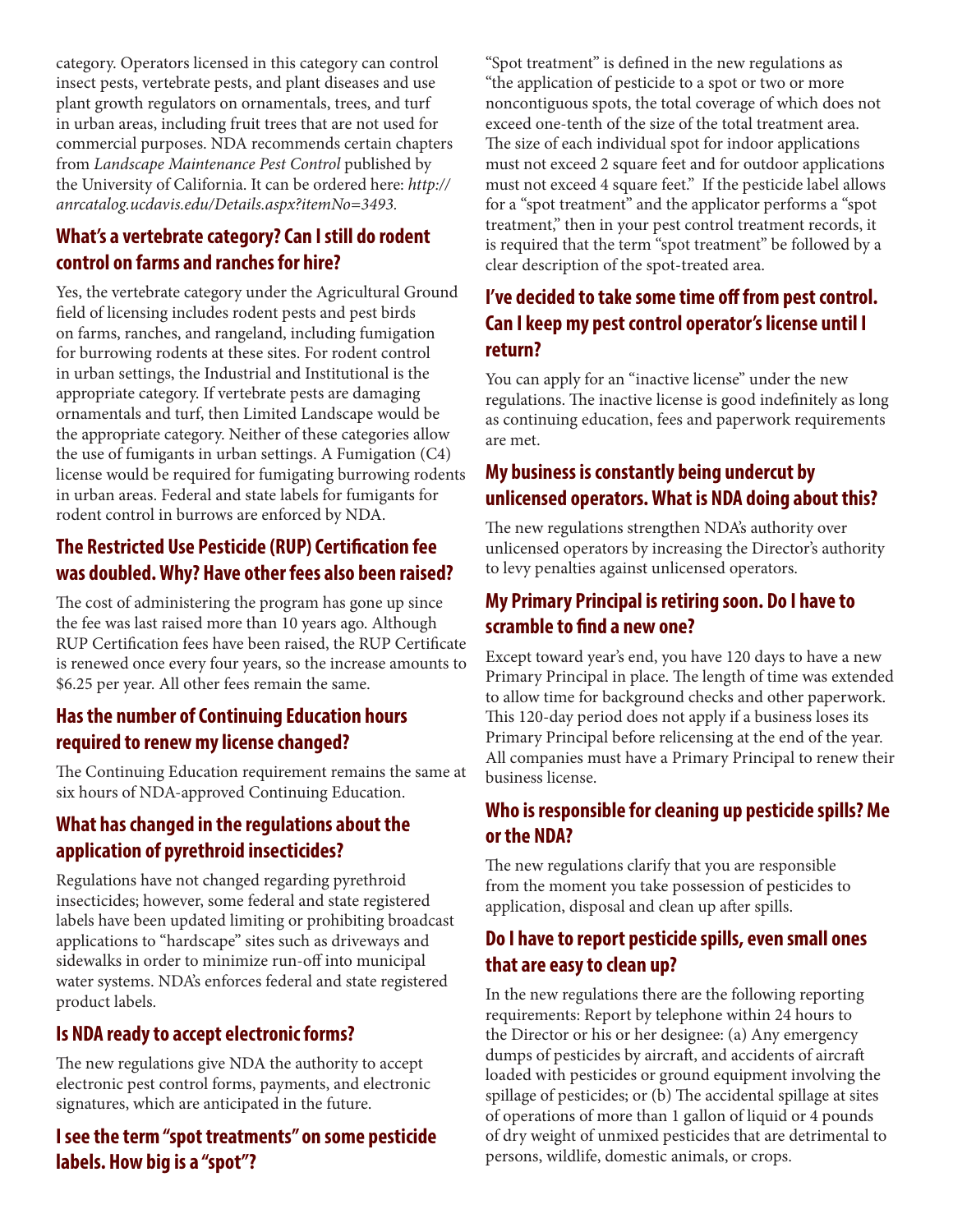category. Operators licensed in this category can control insect pests, vertebrate pests, and plant diseases and use plant growth regulators on ornamentals, trees, and turf in urban areas, including fruit trees that are not used for commercial purposes. NDA recommends certain chapters from *Landscape Maintenance Pest Control* published by the University of California. It can be ordered here: *http://anrcatalog.ucdavis.edu/Details.aspx?itemNo=3493.*

## What's a vertebrate category? Can I still do rodent control on farms and ranches for hire?

Yes, the vertebrate category under the Agricultural Ground field of licensing includes rodent pests and pest birds on farms, ranches, and rangeland, including fumigation for burrowing rodents at these sites. For rodent control in urban settings, the Industrial and Institutional is the appropriate category. If vertebrate pests are damaging ornamentals and turf, then Limited Landscape would be the appropriate category. Neither of these categories allow the use of fumigants in urban settings. A Fumigation (C4) license would be required for fumigating burrowing rodents in urban areas. Federal and state labels for fumigants for rodent control in burrows are enforced by NDA.

## The Restricted Use Pesticide (RUP) Certification fee was doubled. Why? Have other fees also been raised?

The cost of administering the program has gone up since the fee was last raised more than 10 years ago. Although RUP Certification fees have been raised, the RUP Certificate is renewed once every four years, so the increase amounts to \$6.25 per year. All other fees remain the same.

## Has the number of Continuing Education hours required to renew my license changed?

The Continuing Education requirement remains the same at six hours of NDA-approved Continuing Education.

## What has changed in the regulations about the application of pyrethroid insecticides?

Regulations have not changed regarding pyrethroid insecticides; however, some federal and state registered labels have been updated limiting or prohibiting broadcast applications to "hardscape" sites such as driveways and sidewalks in order to minimize run-off into municipal water systems. NDA's enforces federal and state registered product labels.

## Is NDA ready to accept electronic forms?

The new regulations give NDA the authority to accept electronic pest control forms, payments, and electronic signatures, which are anticipated in the future.

## I see the term "spot treatments" on some pesticide labels. How big is a "spot"?

"Spot treatment" is defined in the new regulations as "the application of pesticide to a spot or two or more noncontiguous spots, the total coverage of which does not exceed one-tenth of the size of the total treatment area. The size of each individual spot for indoor applications must not exceed 2 square feet and for outdoor applications must not exceed 4 square feet." If the pesticide label allows for a "spot treatment" and the applicator performs a "spot treatment," then in your pest control treatment records, it is required that the term "spot treatment" be followed by a clear description of the spot-treated area.

## I've decided to take some time off from pest control. Can I keep my pest control operator's license until I return?

You can apply for an "inactive license" under the new regulations. The inactive license is good indefinitely as long as continuing education, fees and paperwork requirements are met.

## My business is constantly being undercut by unlicensed operators. What is NDA doing about this?

The new regulations strengthen NDA's authority over unlicensed operators by increasing the Director's authority to levy penalties against unlicensed operators.

## My Primary Principal is retiring soon. Do I have to scramble to find a new one?

Except toward year's end, you have 120 days to have a new Primary Principal in place. The length of time was extended to allow time for background checks and other paperwork. This 120-day period does not apply if a business loses its Primary Principal before relicensing at the end of the year. All companies must have a Primary Principal to renew their business license.

## Who is responsible for cleaning up pesticide spills? Me or the NDA?

The new regulations clarify that you are responsible from the moment you take possession of pesticides to application, disposal and clean up after spills.

## Do I have to report pesticide spills, even small ones that are easy to clean up?

In the new regulations there are the following reporting requirements: Report by telephone within 24 hours to the Director or his or her designee: (a) Any emergency dumps of pesticides by aircraft, and accidents of aircraft loaded with pesticides or ground equipment involving the spillage of pesticides; or (b) The accidental spillage at sites of operations of more than 1 gallon of liquid or 4 pounds of dry weight of unmixed pesticides that are detrimental to persons, wildlife, domestic animals, or crops.